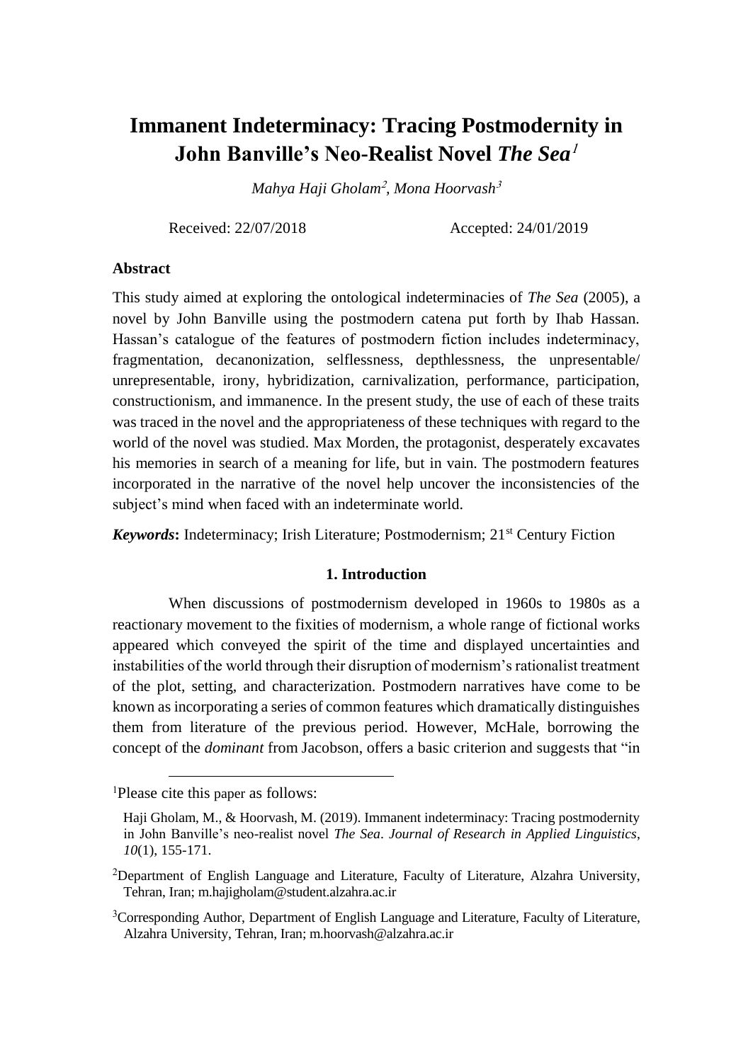# Immanent Indeterminacy: Tracing Postmodernity in John Banville's Neo-Realist Novel *The Sea*[1]

*Mahya Haji Gholam*[2]*, Mona Hoorvash*[3]

Received: 22/07/2018 Accepted: 24/01/2019

## Abstract

This study aimed at exploring the ontological indeterminacies of *The Sea* (2005), a novel by John Banville using the postmodern catena put forth by Ihab Hassan. Hassan's catalogue of the features of postmodern fiction includes indeterminacy, fragmentation, decanonization, selflessness, depthlessness, the unpresentable/ unrepresentable, irony, hybridization, carnivalization, performance, participation, constructionism, and immanence. In the present study, the use of each of these traits was traced in the novel and the appropriateness of these techniques with regard to the world of the novel was studied. Max Morden, the protagonist, desperately excavates his memories in search of a meaning for life, but in vain. The postmodern features incorporated in the narrative of the novel help uncover the inconsistencies of the subject's mind when faced with an indeterminate world.

***Keywords*:** Indeterminacy; Irish Literature; Postmodernism; 21st Century Fiction

## 1. Introduction

When discussions of postmodernism developed in 1960s to 1980s as a reactionary movement to the fixities of modernism, a whole range of fictional works appeared which conveyed the spirit of the time and displayed uncertainties and instabilities of the world through their disruption of modernism's rationalist treatment of the plot, setting, and characterization. Postmodern narratives have come to be known as incorporating a series of common features which dramatically distinguishes them from literature of the previous period. However, McHale, borrowing the concept of the *dominant* from Jacobson, offers a basic criterion and suggests that "in

---

[1]Please cite this paper as follows:

Haji Gholam, M., & Hoorvash, M. (2019). Immanent indeterminacy: Tracing postmodernity in John Banville's neo-realist novel *The Sea*. *Journal of Research in Applied Linguistics*, *10*(1), 155-171.

[2]Department of English Language and Literature, Faculty of Literature, Alzahra University, Tehran, Iran; m.hajigholam@student.alzahra.ac.ir

[3]Corresponding Author, Department of English Language and Literature, Faculty of Literature, Alzahra University, Tehran, Iran; m.hoorvash@alzahra.ac.ir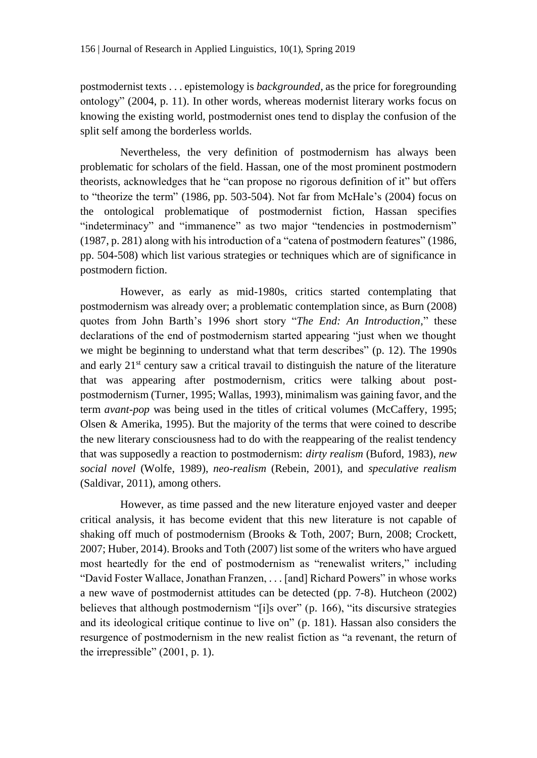postmodernist texts . . . epistemology is *backgrounded*, as the price for foregrounding ontology" (2004, p. 11). In other words, whereas modernist literary works focus on knowing the existing world, postmodernist ones tend to display the confusion of the split self among the borderless worlds.

Nevertheless, the very definition of postmodernism has always been problematic for scholars of the field. Hassan, one of the most prominent postmodern theorists, acknowledges that he "can propose no rigorous definition of it" but offers to "theorize the term" (1986, pp. 503-504). Not far from McHale's (2004) focus on the ontological problematique of postmodernist fiction, Hassan specifies "indeterminacy" and "immanence" as two major "tendencies in postmodernism" (1987, p. 281) along with his introduction of a "catena of postmodern features" (1986, pp. 504-508) which list various strategies or techniques which are of significance in postmodern fiction.

However, as early as mid-1980s, critics started contemplating that postmodernism was already over; a problematic contemplation since, as Burn (2008) quotes from John Barth's 1996 short story "*The End: An Introduction*," these declarations of the end of postmodernism started appearing "just when we thought we might be beginning to understand what that term describes" (p. 12). The 1990s and early 21st century saw a critical travail to distinguish the nature of the literature that was appearing after postmodernism, critics were talking about post-postmodernism (Turner, 1995; Wallas, 1993), minimalism was gaining favor, and the term *avant-pop* was being used in the titles of critical volumes (McCaffery, 1995; Olsen & Amerika, 1995). But the majority of the terms that were coined to describe the new literary consciousness had to do with the reappearing of the realist tendency that was supposedly a reaction to postmodernism: *dirty realism* (Buford, 1983), *new social novel* (Wolfe, 1989), *neo-realism* (Rebein, 2001), and *speculative realism* (Saldivar, 2011), among others.

However, as time passed and the new literature enjoyed vaster and deeper critical analysis, it has become evident that this new literature is not capable of shaking off much of postmodernism (Brooks & Toth, 2007; Burn, 2008; Crockett, 2007; Huber, 2014). Brooks and Toth (2007) list some of the writers who have argued most heartedly for the end of postmodernism as "renewalist writers," including "David Foster Wallace, Jonathan Franzen, . . . [and] Richard Powers" in whose works a new wave of postmodernist attitudes can be detected (pp. 7-8). Hutcheon (2002) believes that although postmodernism "[i]s over" (p. 166), "its discursive strategies and its ideological critique continue to live on" (p. 181). Hassan also considers the resurgence of postmodernism in the new realist fiction as "a revenant, the return of the irrepressible" (2001, p. 1).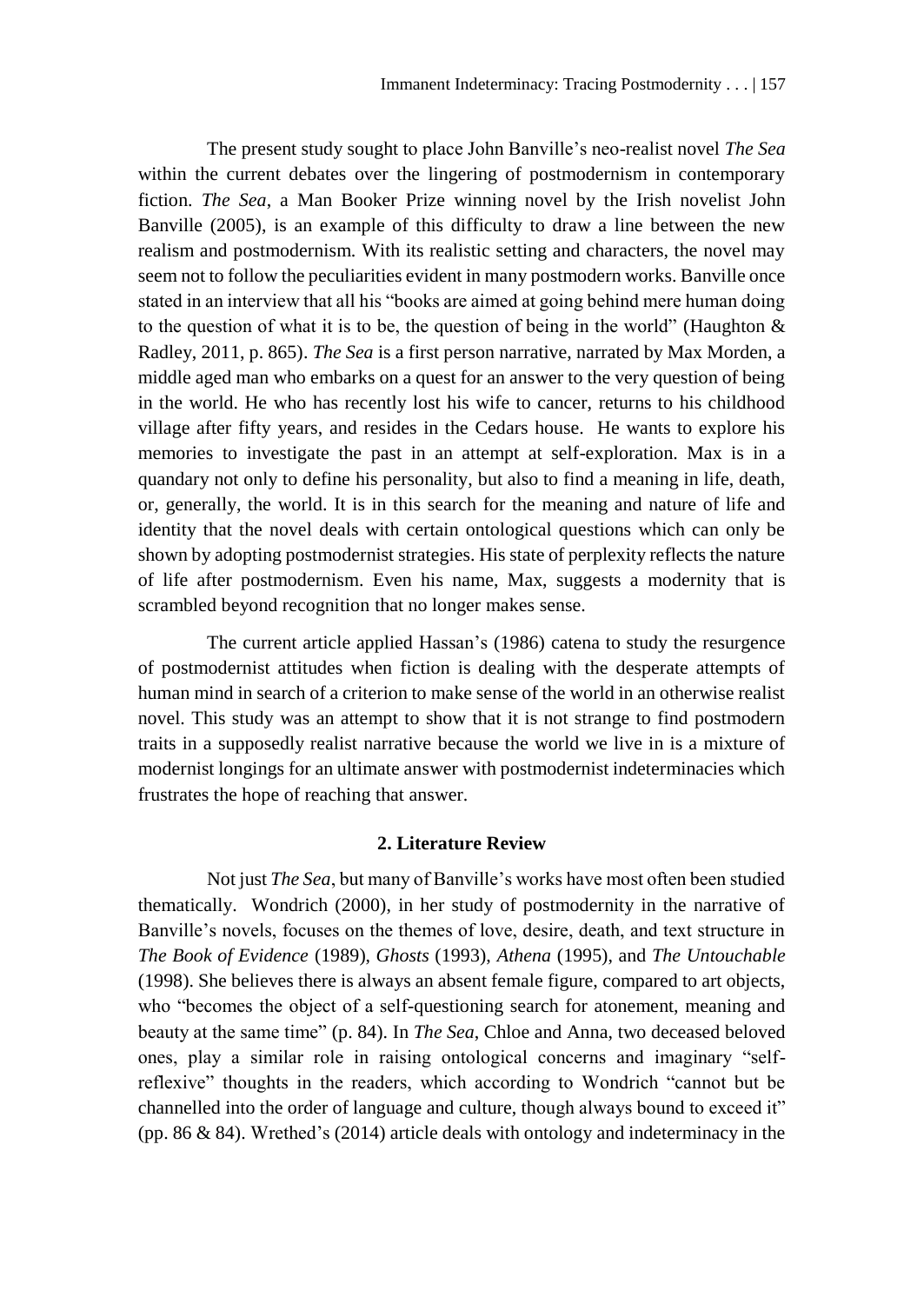The present study sought to place John Banville's neo-realist novel *The Sea* within the current debates over the lingering of postmodernism in contemporary fiction. *The Sea*, a Man Booker Prize winning novel by the Irish novelist John Banville (2005), is an example of this difficulty to draw a line between the new realism and postmodernism. With its realistic setting and characters, the novel may seem not to follow the peculiarities evident in many postmodern works. Banville once stated in an interview that all his "books are aimed at going behind mere human doing to the question of what it is to be, the question of being in the world" (Haughton & Radley, 2011, p. 865). *The Sea* is a first person narrative, narrated by Max Morden, a middle aged man who embarks on a quest for an answer to the very question of being in the world. He who has recently lost his wife to cancer, returns to his childhood village after fifty years, and resides in the Cedars house. He wants to explore his memories to investigate the past in an attempt at self-exploration. Max is in a quandary not only to define his personality, but also to find a meaning in life, death, or, generally, the world. It is in this search for the meaning and nature of life and identity that the novel deals with certain ontological questions which can only be shown by adopting postmodernist strategies. His state of perplexity reflects the nature of life after postmodernism. Even his name, Max, suggests a modernity that is scrambled beyond recognition that no longer makes sense.

The current article applied Hassan's (1986) catena to study the resurgence of postmodernist attitudes when fiction is dealing with the desperate attempts of human mind in search of a criterion to make sense of the world in an otherwise realist novel. This study was an attempt to show that it is not strange to find postmodern traits in a supposedly realist narrative because the world we live in is a mixture of modernist longings for an ultimate answer with postmodernist indeterminacies which frustrates the hope of reaching that answer.

## 2. Literature Review

Not just *The Sea*, but many of Banville's works have most often been studied thematically. Wondrich (2000), in her study of postmodernity in the narrative of Banville's novels, focuses on the themes of love, desire, death, and text structure in *The Book of Evidence* (1989), *Ghosts* (1993), *Athena* (1995), and *The Untouchable* (1998). She believes there is always an absent female figure, compared to art objects, who "becomes the object of a self-questioning search for atonement, meaning and beauty at the same time" (p. 84). In *The Sea*, Chloe and Anna, two deceased beloved ones, play a similar role in raising ontological concerns and imaginary "self-reflexive" thoughts in the readers, which according to Wondrich "cannot but be channelled into the order of language and culture, though always bound to exceed it" (pp. 86 & 84). Wrethed's (2014) article deals with ontology and indeterminacy in the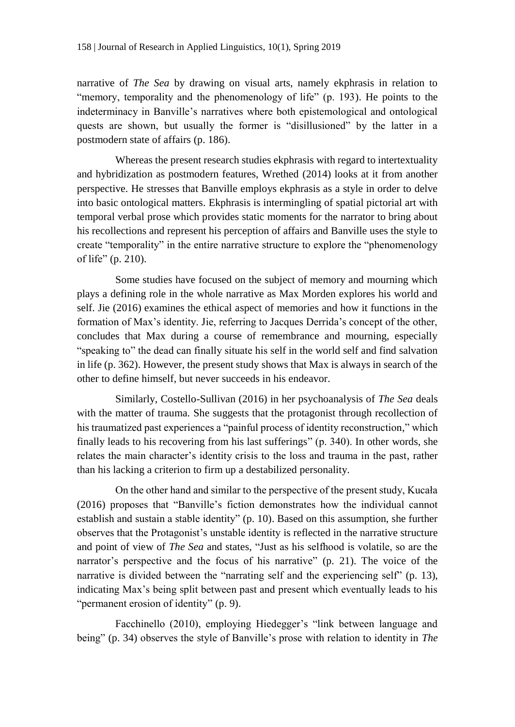narrative of *The Sea* by drawing on visual arts, namely ekphrasis in relation to "memory, temporality and the phenomenology of life" (p. 193). He points to the indeterminacy in Banville's narratives where both epistemological and ontological quests are shown, but usually the former is "disillusioned" by the latter in a postmodern state of affairs (p. 186).

Whereas the present research studies ekphrasis with regard to intertextuality and hybridization as postmodern features, Wrethed (2014) looks at it from another perspective. He stresses that Banville employs ekphrasis as a style in order to delve into basic ontological matters. Ekphrasis is intermingling of spatial pictorial art with temporal verbal prose which provides static moments for the narrator to bring about his recollections and represent his perception of affairs and Banville uses the style to create "temporality" in the entire narrative structure to explore the "phenomenology of life" (p. 210).

Some studies have focused on the subject of memory and mourning which plays a defining role in the whole narrative as Max Morden explores his world and self. Jie (2016) examines the ethical aspect of memories and how it functions in the formation of Max's identity. Jie, referring to Jacques Derrida's concept of the other, concludes that Max during a course of remembrance and mourning, especially "speaking to" the dead can finally situate his self in the world self and find salvation in life (p. 362). However, the present study shows that Max is always in search of the other to define himself, but never succeeds in his endeavor.

Similarly, Costello-Sullivan (2016) in her psychoanalysis of *The Sea* deals with the matter of trauma. She suggests that the protagonist through recollection of his traumatized past experiences a "painful process of identity reconstruction," which finally leads to his recovering from his last sufferings" (p. 340). In other words, she relates the main character's identity crisis to the loss and trauma in the past, rather than his lacking a criterion to firm up a destabilized personality.

On the other hand and similar to the perspective of the present study, Kucała (2016) proposes that "Banville's fiction demonstrates how the individual cannot establish and sustain a stable identity" (p. 10). Based on this assumption, she further observes that the Protagonist's unstable identity is reflected in the narrative structure and point of view of *The Sea* and states, "Just as his selfhood is volatile, so are the narrator's perspective and the focus of his narrative" (p. 21). The voice of the narrative is divided between the "narrating self and the experiencing self" (p. 13), indicating Max's being split between past and present which eventually leads to his "permanent erosion of identity" (p. 9).

Facchinello (2010), employing Hiedegger's "link between language and being" (p. 34) observes the style of Banville's prose with relation to identity in *The*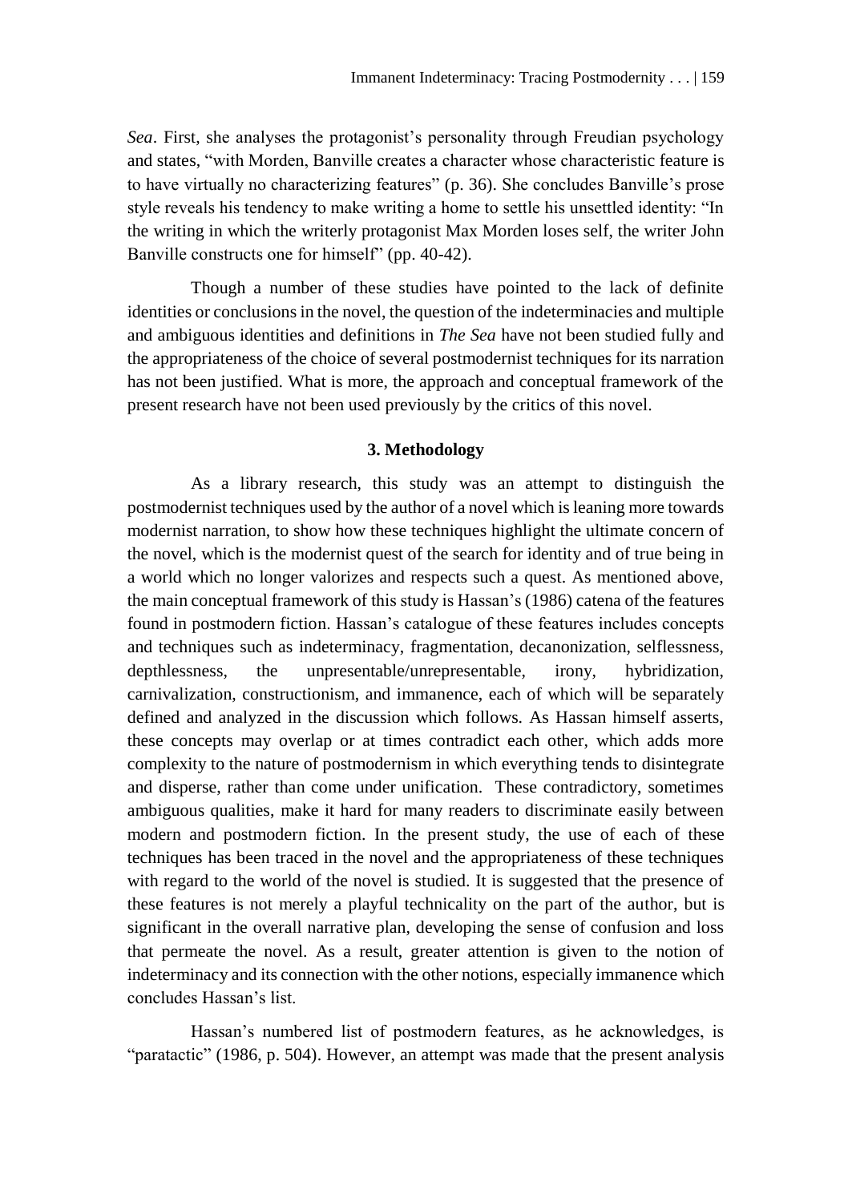*Sea*. First, she analyses the protagonist's personality through Freudian psychology and states, "with Morden, Banville creates a character whose characteristic feature is to have virtually no characterizing features" (p. 36). She concludes Banville's prose style reveals his tendency to make writing a home to settle his unsettled identity: "In the writing in which the writerly protagonist Max Morden loses self, the writer John Banville constructs one for himself" (pp. 40-42).

Though a number of these studies have pointed to the lack of definite identities or conclusions in the novel, the question of the indeterminacies and multiple and ambiguous identities and definitions in *The Sea* have not been studied fully and the appropriateness of the choice of several postmodernist techniques for its narration has not been justified. What is more, the approach and conceptual framework of the present research have not been used previously by the critics of this novel.

## 3. Methodology

As a library research, this study was an attempt to distinguish the postmodernist techniques used by the author of a novel which is leaning more towards modernist narration, to show how these techniques highlight the ultimate concern of the novel, which is the modernist quest of the search for identity and of true being in a world which no longer valorizes and respects such a quest. As mentioned above, the main conceptual framework of this study is Hassan's (1986) catena of the features found in postmodern fiction. Hassan's catalogue of these features includes concepts and techniques such as indeterminacy, fragmentation, decanonization, selflessness, depthlessness, the unpresentable/unrepresentable, irony, hybridization, carnivalization, constructionism, and immanence, each of which will be separately defined and analyzed in the discussion which follows. As Hassan himself asserts, these concepts may overlap or at times contradict each other, which adds more complexity to the nature of postmodernism in which everything tends to disintegrate and disperse, rather than come under unification. These contradictory, sometimes ambiguous qualities, make it hard for many readers to discriminate easily between modern and postmodern fiction. In the present study, the use of each of these techniques has been traced in the novel and the appropriateness of these techniques with regard to the world of the novel is studied. It is suggested that the presence of these features is not merely a playful technicality on the part of the author, but is significant in the overall narrative plan, developing the sense of confusion and loss that permeate the novel. As a result, greater attention is given to the notion of indeterminacy and its connection with the other notions, especially immanence which concludes Hassan's list.

Hassan's numbered list of postmodern features, as he acknowledges, is "paratactic" (1986, p. 504). However, an attempt was made that the present analysis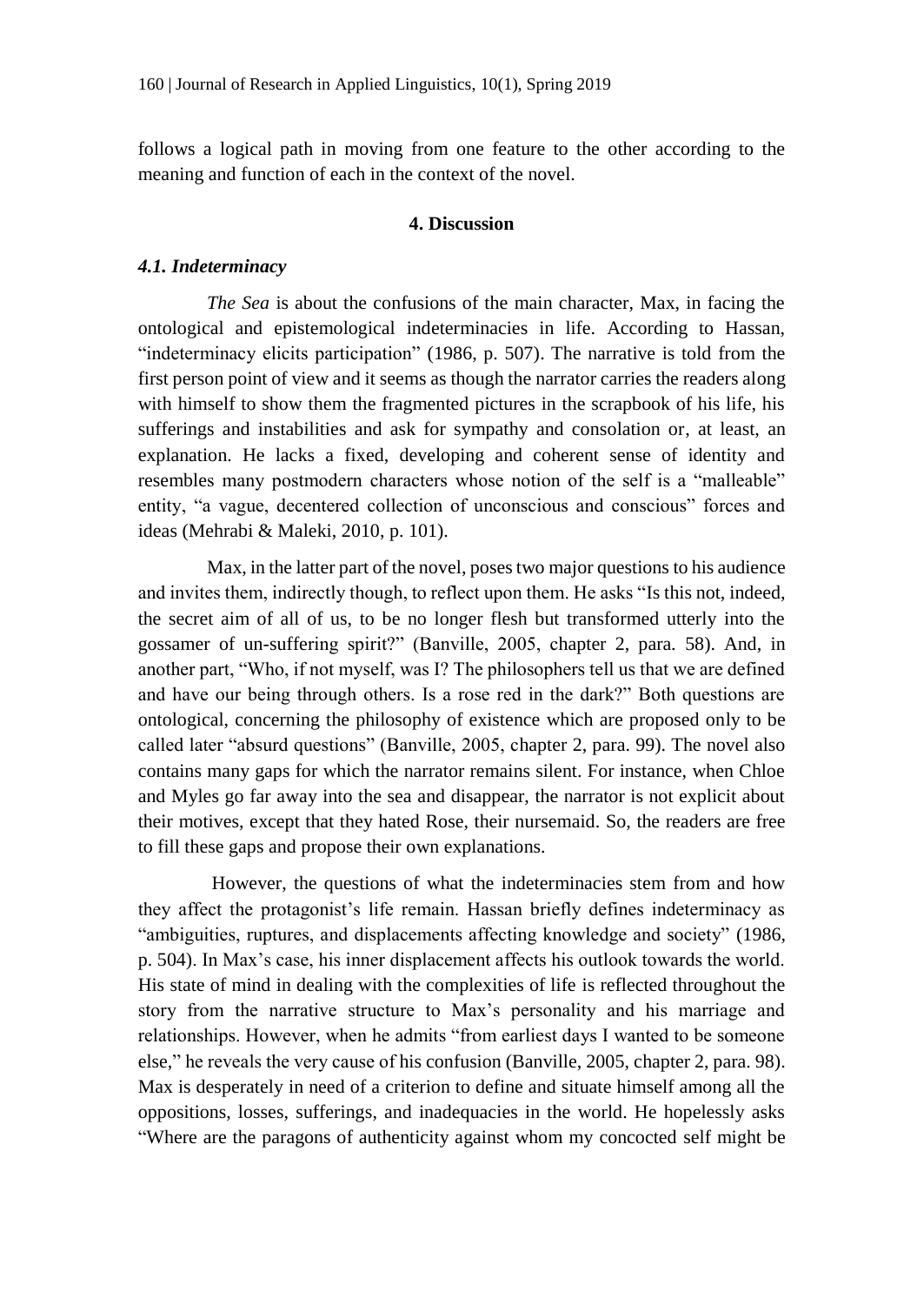follows a logical path in moving from one feature to the other according to the meaning and function of each in the context of the novel.

## 4. Discussion

### *4.1. Indeterminacy*

*The Sea* is about the confusions of the main character, Max, in facing the ontological and epistemological indeterminacies in life. According to Hassan, "indeterminacy elicits participation" (1986, p. 507). The narrative is told from the first person point of view and it seems as though the narrator carries the readers along with himself to show them the fragmented pictures in the scrapbook of his life, his sufferings and instabilities and ask for sympathy and consolation or, at least, an explanation. He lacks a fixed, developing and coherent sense of identity and resembles many postmodern characters whose notion of the self is a "malleable" entity, "a vague, decentered collection of unconscious and conscious" forces and ideas (Mehrabi & Maleki, 2010, p. 101).

Max, in the latter part of the novel, poses two major questions to his audience and invites them, indirectly though, to reflect upon them. He asks "Is this not, indeed, the secret aim of all of us, to be no longer flesh but transformed utterly into the gossamer of un-suffering spirit?" (Banville, 2005, chapter 2, para. 58). And, in another part, "Who, if not myself, was I? The philosophers tell us that we are defined and have our being through others. Is a rose red in the dark?" Both questions are ontological, concerning the philosophy of existence which are proposed only to be called later "absurd questions" (Banville, 2005, chapter 2, para. 99). The novel also contains many gaps for which the narrator remains silent. For instance, when Chloe and Myles go far away into the sea and disappear, the narrator is not explicit about their motives, except that they hated Rose, their nursemaid. So, the readers are free to fill these gaps and propose their own explanations.

However, the questions of what the indeterminacies stem from and how they affect the protagonist's life remain. Hassan briefly defines indeterminacy as "ambiguities, ruptures, and displacements affecting knowledge and society" (1986, p. 504). In Max's case, his inner displacement affects his outlook towards the world. His state of mind in dealing with the complexities of life is reflected throughout the story from the narrative structure to Max's personality and his marriage and relationships. However, when he admits "from earliest days I wanted to be someone else," he reveals the very cause of his confusion (Banville, 2005, chapter 2, para. 98). Max is desperately in need of a criterion to define and situate himself among all the oppositions, losses, sufferings, and inadequacies in the world. He hopelessly asks "Where are the paragons of authenticity against whom my concocted self might be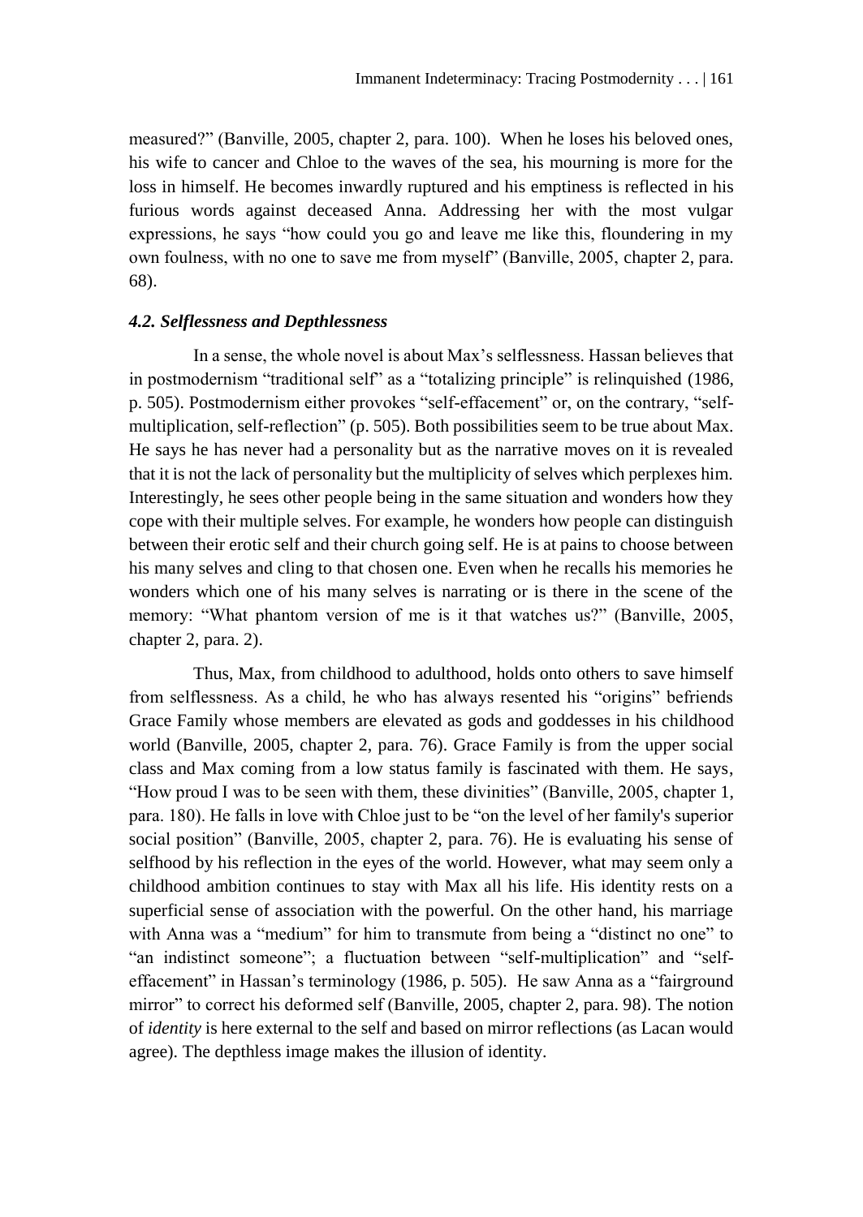measured?" (Banville, 2005, chapter 2, para. 100). When he loses his beloved ones, his wife to cancer and Chloe to the waves of the sea, his mourning is more for the loss in himself. He becomes inwardly ruptured and his emptiness is reflected in his furious words against deceased Anna. Addressing her with the most vulgar expressions, he says "how could you go and leave me like this, floundering in my own foulness, with no one to save me from myself" (Banville, 2005, chapter 2, para. 68).

### *4.2. Selflessness and Depthlessness*

In a sense, the whole novel is about Max's selflessness. Hassan believes that in postmodernism "traditional self" as a "totalizing principle" is relinquished (1986, p. 505). Postmodernism either provokes "self-effacement" or, on the contrary, "self-multiplication, self-reflection" (p. 505). Both possibilities seem to be true about Max. He says he has never had a personality but as the narrative moves on it is revealed that it is not the lack of personality but the multiplicity of selves which perplexes him. Interestingly, he sees other people being in the same situation and wonders how they cope with their multiple selves. For example, he wonders how people can distinguish between their erotic self and their church going self. He is at pains to choose between his many selves and cling to that chosen one. Even when he recalls his memories he wonders which one of his many selves is narrating or is there in the scene of the memory: "What phantom version of me is it that watches us?" (Banville, 2005, chapter 2, para. 2).

Thus, Max, from childhood to adulthood, holds onto others to save himself from selflessness. As a child, he who has always resented his "origins" befriends Grace Family whose members are elevated as gods and goddesses in his childhood world (Banville, 2005, chapter 2, para. 76). Grace Family is from the upper social class and Max coming from a low status family is fascinated with them. He says, "How proud I was to be seen with them, these divinities" (Banville, 2005, chapter 1, para. 180). He falls in love with Chloe just to be "on the level of her family's superior social position" (Banville, 2005, chapter 2, para. 76). He is evaluating his sense of selfhood by his reflection in the eyes of the world. However, what may seem only a childhood ambition continues to stay with Max all his life. His identity rests on a superficial sense of association with the powerful. On the other hand, his marriage with Anna was a "medium" for him to transmute from being a "distinct no one" to "an indistinct someone"; a fluctuation between "self-multiplication" and "self-effacement" in Hassan's terminology (1986, p. 505). He saw Anna as a "fairground mirror" to correct his deformed self (Banville, 2005, chapter 2, para. 98). The notion of *identity* is here external to the self and based on mirror reflections (as Lacan would agree). The depthless image makes the illusion of identity.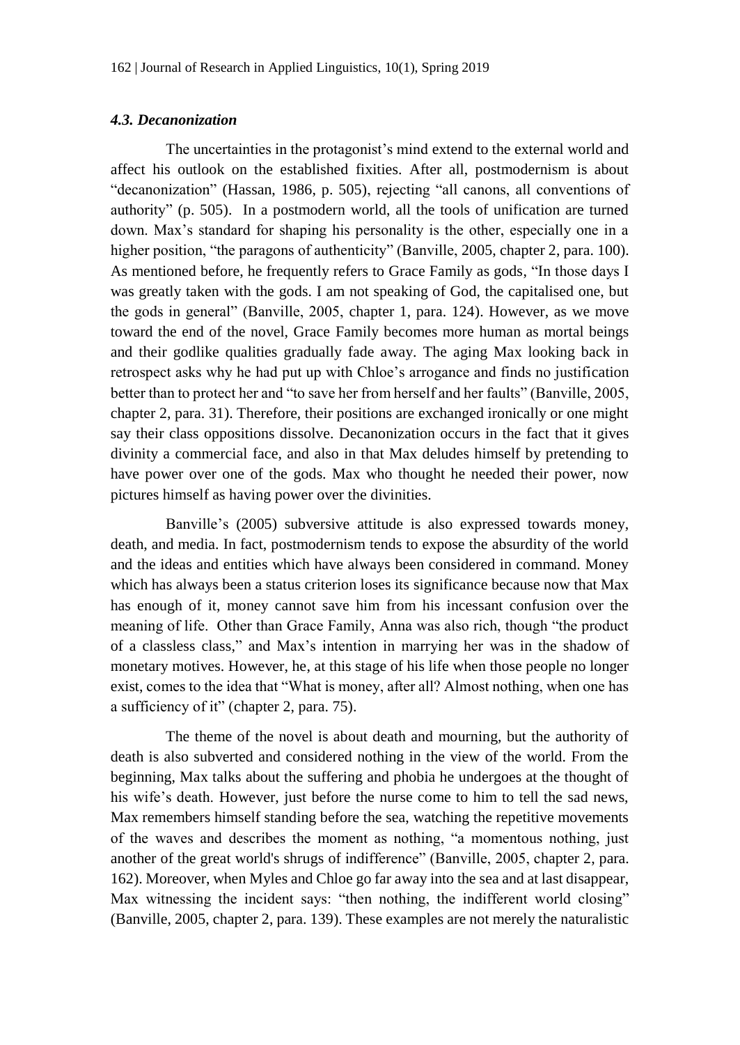### *4.3. Decanonization*

The uncertainties in the protagonist's mind extend to the external world and affect his outlook on the established fixities. After all, postmodernism is about "decanonization" (Hassan, 1986, p. 505), rejecting "all canons, all conventions of authority" (p. 505). In a postmodern world, all the tools of unification are turned down. Max's standard for shaping his personality is the other, especially one in a higher position, "the paragons of authenticity" (Banville, 2005, chapter 2, para. 100). As mentioned before, he frequently refers to Grace Family as gods, "In those days I was greatly taken with the gods. I am not speaking of God, the capitalised one, but the gods in general" (Banville, 2005, chapter 1, para. 124). However, as we move toward the end of the novel, Grace Family becomes more human as mortal beings and their godlike qualities gradually fade away. The aging Max looking back in retrospect asks why he had put up with Chloe's arrogance and finds no justification better than to protect her and "to save her from herself and her faults" (Banville, 2005, chapter 2, para. 31). Therefore, their positions are exchanged ironically or one might say their class oppositions dissolve. Decanonization occurs in the fact that it gives divinity a commercial face, and also in that Max deludes himself by pretending to have power over one of the gods. Max who thought he needed their power, now pictures himself as having power over the divinities.

Banville's (2005) subversive attitude is also expressed towards money, death, and media. In fact, postmodernism tends to expose the absurdity of the world and the ideas and entities which have always been considered in command. Money which has always been a status criterion loses its significance because now that Max has enough of it, money cannot save him from his incessant confusion over the meaning of life. Other than Grace Family, Anna was also rich, though "the product of a classless class," and Max's intention in marrying her was in the shadow of monetary motives. However, he, at this stage of his life when those people no longer exist, comes to the idea that "What is money, after all? Almost nothing, when one has a sufficiency of it" (chapter 2, para. 75).

The theme of the novel is about death and mourning, but the authority of death is also subverted and considered nothing in the view of the world. From the beginning, Max talks about the suffering and phobia he undergoes at the thought of his wife's death. However, just before the nurse come to him to tell the sad news, Max remembers himself standing before the sea, watching the repetitive movements of the waves and describes the moment as nothing, "a momentous nothing, just another of the great world's shrugs of indifference" (Banville, 2005, chapter 2, para. 162). Moreover, when Myles and Chloe go far away into the sea and at last disappear, Max witnessing the incident says: "then nothing, the indifferent world closing" (Banville, 2005, chapter 2, para. 139). These examples are not merely the naturalistic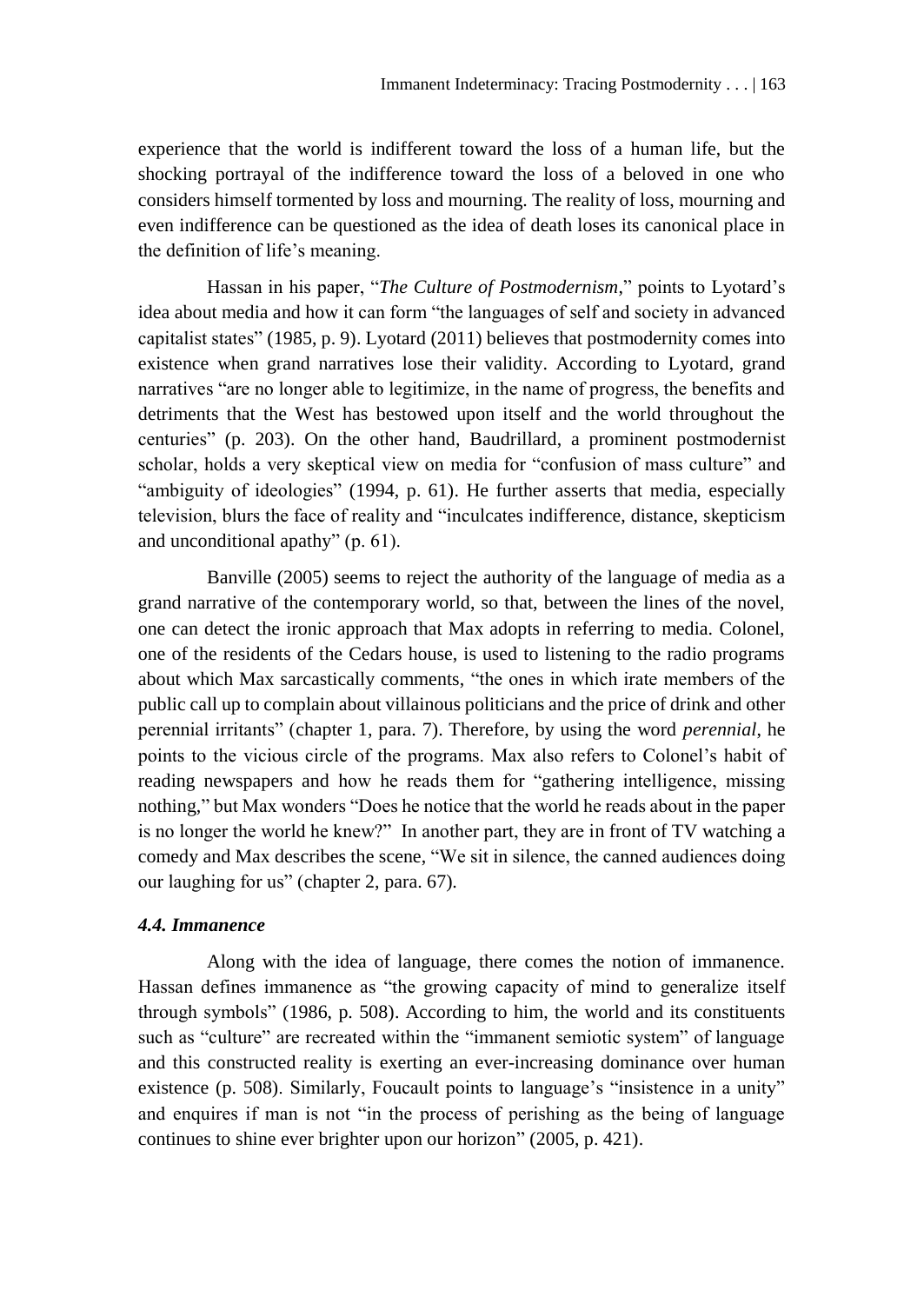experience that the world is indifferent toward the loss of a human life, but the shocking portrayal of the indifference toward the loss of a beloved in one who considers himself tormented by loss and mourning. The reality of loss, mourning and even indifference can be questioned as the idea of death loses its canonical place in the definition of life's meaning.

Hassan in his paper, "*The Culture of Postmodernism*," points to Lyotard's idea about media and how it can form "the languages of self and society in advanced capitalist states" (1985, p. 9). Lyotard (2011) believes that postmodernity comes into existence when grand narratives lose their validity. According to Lyotard, grand narratives "are no longer able to legitimize, in the name of progress, the benefits and detriments that the West has bestowed upon itself and the world throughout the centuries" (p. 203). On the other hand, Baudrillard, a prominent postmodernist scholar, holds a very skeptical view on media for "confusion of mass culture" and "ambiguity of ideologies" (1994, p. 61). He further asserts that media, especially television, blurs the face of reality and "inculcates indifference, distance, skepticism and unconditional apathy" (p. 61).

Banville (2005) seems to reject the authority of the language of media as a grand narrative of the contemporary world, so that, between the lines of the novel, one can detect the ironic approach that Max adopts in referring to media. Colonel, one of the residents of the Cedars house, is used to listening to the radio programs about which Max sarcastically comments, "the ones in which irate members of the public call up to complain about villainous politicians and the price of drink and other perennial irritants" (chapter 1, para. 7). Therefore, by using the word *perennial*, he points to the vicious circle of the programs. Max also refers to Colonel's habit of reading newspapers and how he reads them for "gathering intelligence, missing nothing," but Max wonders "Does he notice that the world he reads about in the paper is no longer the world he knew?" In another part, they are in front of TV watching a comedy and Max describes the scene, "We sit in silence, the canned audiences doing our laughing for us" (chapter 2, para. 67).

### *4.4. Immanence*

Along with the idea of language, there comes the notion of immanence. Hassan defines immanence as "the growing capacity of mind to generalize itself through symbols" (1986, p. 508). According to him, the world and its constituents such as "culture" are recreated within the "immanent semiotic system" of language and this constructed reality is exerting an ever-increasing dominance over human existence (p. 508). Similarly, Foucault points to language's "insistence in a unity" and enquires if man is not "in the process of perishing as the being of language continues to shine ever brighter upon our horizon" (2005, p. 421).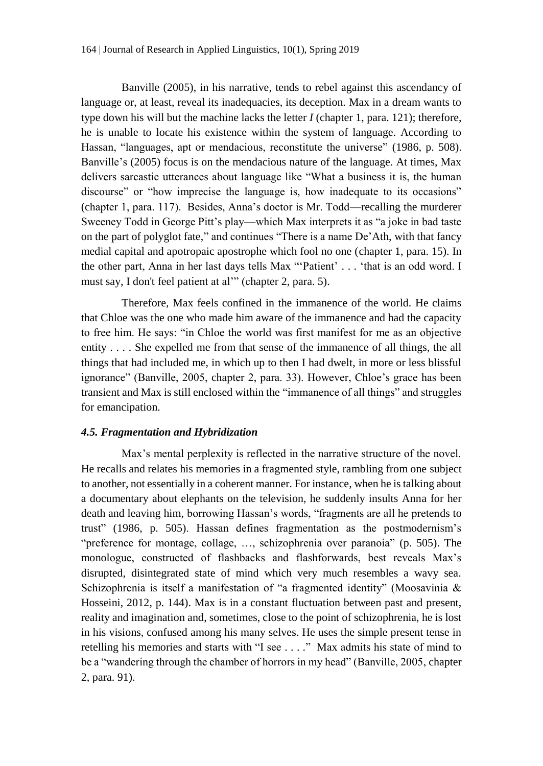Banville (2005), in his narrative, tends to rebel against this ascendancy of language or, at least, reveal its inadequacies, its deception. Max in a dream wants to type down his will but the machine lacks the letter *I* (chapter 1, para. 121); therefore, he is unable to locate his existence within the system of language. According to Hassan, "languages, apt or mendacious, reconstitute the universe" (1986, p. 508). Banville's (2005) focus is on the mendacious nature of the language. At times, Max delivers sarcastic utterances about language like "What a business it is, the human discourse" or "how imprecise the language is, how inadequate to its occasions" (chapter 1, para. 117). Besides, Anna's doctor is Mr. Todd—recalling the murderer Sweeney Todd in George Pitt's play—which Max interprets it as "a joke in bad taste on the part of polyglot fate," and continues "There is a name De'Ath, with that fancy medial capital and apotropaic apostrophe which fool no one (chapter 1, para. 15). In the other part, Anna in her last days tells Max "'Patient' . . . 'that is an odd word. I must say, I don't feel patient at al'" (chapter 2, para. 5).

Therefore, Max feels confined in the immanence of the world. He claims that Chloe was the one who made him aware of the immanence and had the capacity to free him. He says: "in Chloe the world was first manifest for me as an objective entity . . . . She expelled me from that sense of the immanence of all things, the all things that had included me, in which up to then I had dwelt, in more or less blissful ignorance" (Banville, 2005, chapter 2, para. 33). However, Chloe's grace has been transient and Max is still enclosed within the "immanence of all things" and struggles for emancipation.

### *4.5. Fragmentation and Hybridization*

Max's mental perplexity is reflected in the narrative structure of the novel. He recalls and relates his memories in a fragmented style, rambling from one subject to another, not essentially in a coherent manner. For instance, when he is talking about a documentary about elephants on the television, he suddenly insults Anna for her death and leaving him, borrowing Hassan's words, "fragments are all he pretends to trust" (1986, p. 505). Hassan defines fragmentation as the postmodernism's "preference for montage, collage, …, schizophrenia over paranoia" (p. 505). The monologue, constructed of flashbacks and flashforwards, best reveals Max's disrupted, disintegrated state of mind which very much resembles a wavy sea. Schizophrenia is itself a manifestation of "a fragmented identity" (Moosavinia & Hosseini, 2012, p. 144). Max is in a constant fluctuation between past and present, reality and imagination and, sometimes, close to the point of schizophrenia, he is lost in his visions, confused among his many selves. He uses the simple present tense in retelling his memories and starts with "I see . . . ." Max admits his state of mind to be a "wandering through the chamber of horrors in my head" (Banville, 2005, chapter 2, para. 91).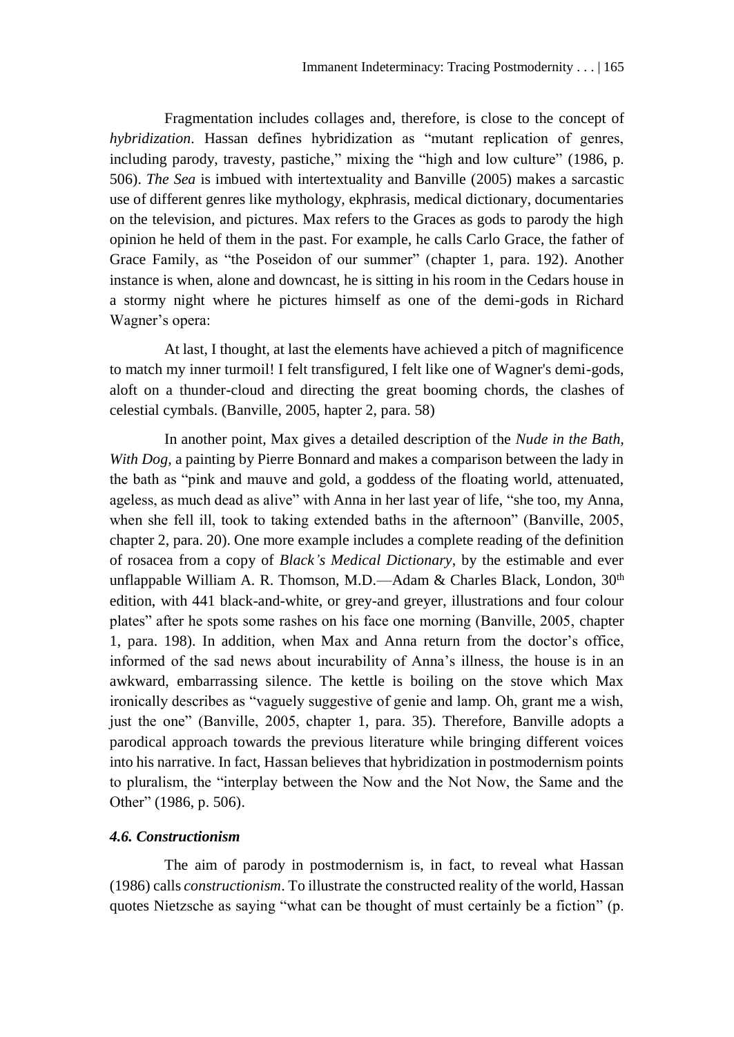Fragmentation includes collages and, therefore, is close to the concept of *hybridization*. Hassan defines hybridization as "mutant replication of genres, including parody, travesty, pastiche," mixing the "high and low culture" (1986, p. 506). *The Sea* is imbued with intertextuality and Banville (2005) makes a sarcastic use of different genres like mythology, ekphrasis, medical dictionary, documentaries on the television, and pictures. Max refers to the Graces as gods to parody the high opinion he held of them in the past. For example, he calls Carlo Grace, the father of Grace Family, as "the Poseidon of our summer" (chapter 1, para. 192). Another instance is when, alone and downcast, he is sitting in his room in the Cedars house in a stormy night where he pictures himself as one of the demi-gods in Richard Wagner's opera:

> At last, I thought, at last the elements have achieved a pitch of magnificence to match my inner turmoil! I felt transfigured, I felt like one of Wagner's demi-gods, aloft on a thunder-cloud and directing the great booming chords, the clashes of celestial cymbals. (Banville, 2005, hapter 2, para. 58)

In another point, Max gives a detailed description of the *Nude in the Bath, With Dog,* a painting by Pierre Bonnard and makes a comparison between the lady in the bath as "pink and mauve and gold, a goddess of the floating world, attenuated, ageless, as much dead as alive" with Anna in her last year of life, "she too, my Anna, when she fell ill, took to taking extended baths in the afternoon" (Banville, 2005, chapter 2, para. 20). One more example includes a complete reading of the definition of rosacea from a copy of *Black's Medical Dictionary*, by the estimable and ever unflappable William A. R. Thomson, M.D.—Adam & Charles Black, London, 30th edition, with 441 black-and-white, or grey-and greyer, illustrations and four colour plates" after he spots some rashes on his face one morning (Banville, 2005, chapter 1, para. 198). In addition, when Max and Anna return from the doctor's office, informed of the sad news about incurability of Anna's illness, the house is in an awkward, embarrassing silence. The kettle is boiling on the stove which Max ironically describes as "vaguely suggestive of genie and lamp. Oh, grant me a wish, just the one" (Banville, 2005, chapter 1, para. 35). Therefore, Banville adopts a parodical approach towards the previous literature while bringing different voices into his narrative. In fact, Hassan believes that hybridization in postmodernism points to pluralism, the "interplay between the Now and the Not Now, the Same and the Other" (1986, p. 506).

### *4.6. Constructionism*

The aim of parody in postmodernism is, in fact, to reveal what Hassan (1986) calls *constructionism*. To illustrate the constructed reality of the world, Hassan quotes Nietzsche as saying "what can be thought of must certainly be a fiction" (p.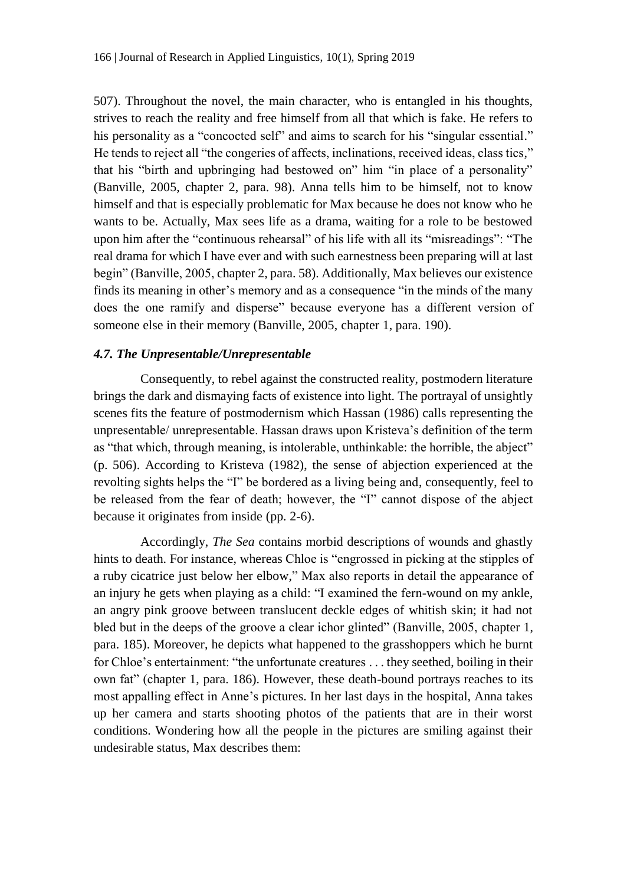507). Throughout the novel, the main character, who is entangled in his thoughts, strives to reach the reality and free himself from all that which is fake. He refers to his personality as a "concocted self" and aims to search for his "singular essential." He tends to reject all "the congeries of affects, inclinations, received ideas, class tics," that his "birth and upbringing had bestowed on" him "in place of a personality" (Banville, 2005, chapter 2, para. 98). Anna tells him to be himself, not to know himself and that is especially problematic for Max because he does not know who he wants to be. Actually, Max sees life as a drama, waiting for a role to be bestowed upon him after the "continuous rehearsal" of his life with all its "misreadings": "The real drama for which I have ever and with such earnestness been preparing will at last begin" (Banville, 2005, chapter 2, para. 58). Additionally, Max believes our existence finds its meaning in other's memory and as a consequence "in the minds of the many does the one ramify and disperse" because everyone has a different version of someone else in their memory (Banville, 2005, chapter 1, para. 190).

### *4.7. The Unpresentable/Unrepresentable*

Consequently, to rebel against the constructed reality, postmodern literature brings the dark and dismaying facts of existence into light. The portrayal of unsightly scenes fits the feature of postmodernism which Hassan (1986) calls representing the unpresentable/ unrepresentable. Hassan draws upon Kristeva's definition of the term as "that which, through meaning, is intolerable, unthinkable: the horrible, the abject" (p. 506). According to Kristeva (1982), the sense of abjection experienced at the revolting sights helps the "I" be bordered as a living being and, consequently, feel to be released from the fear of death; however, the "I" cannot dispose of the abject because it originates from inside (pp. 2-6).

Accordingly, *The Sea* contains morbid descriptions of wounds and ghastly hints to death. For instance, whereas Chloe is "engrossed in picking at the stipples of a ruby cicatrice just below her elbow," Max also reports in detail the appearance of an injury he gets when playing as a child: "I examined the fern-wound on my ankle, an angry pink groove between translucent deckle edges of whitish skin; it had not bled but in the deeps of the groove a clear ichor glinted" (Banville, 2005, chapter 1, para. 185). Moreover, he depicts what happened to the grasshoppers which he burnt for Chloe's entertainment: "the unfortunate creatures . . . they seethed, boiling in their own fat" (chapter 1, para. 186). However, these death-bound portrays reaches to its most appalling effect in Anne's pictures. In her last days in the hospital, Anna takes up her camera and starts shooting photos of the patients that are in their worst conditions. Wondering how all the people in the pictures are smiling against their undesirable status, Max describes them: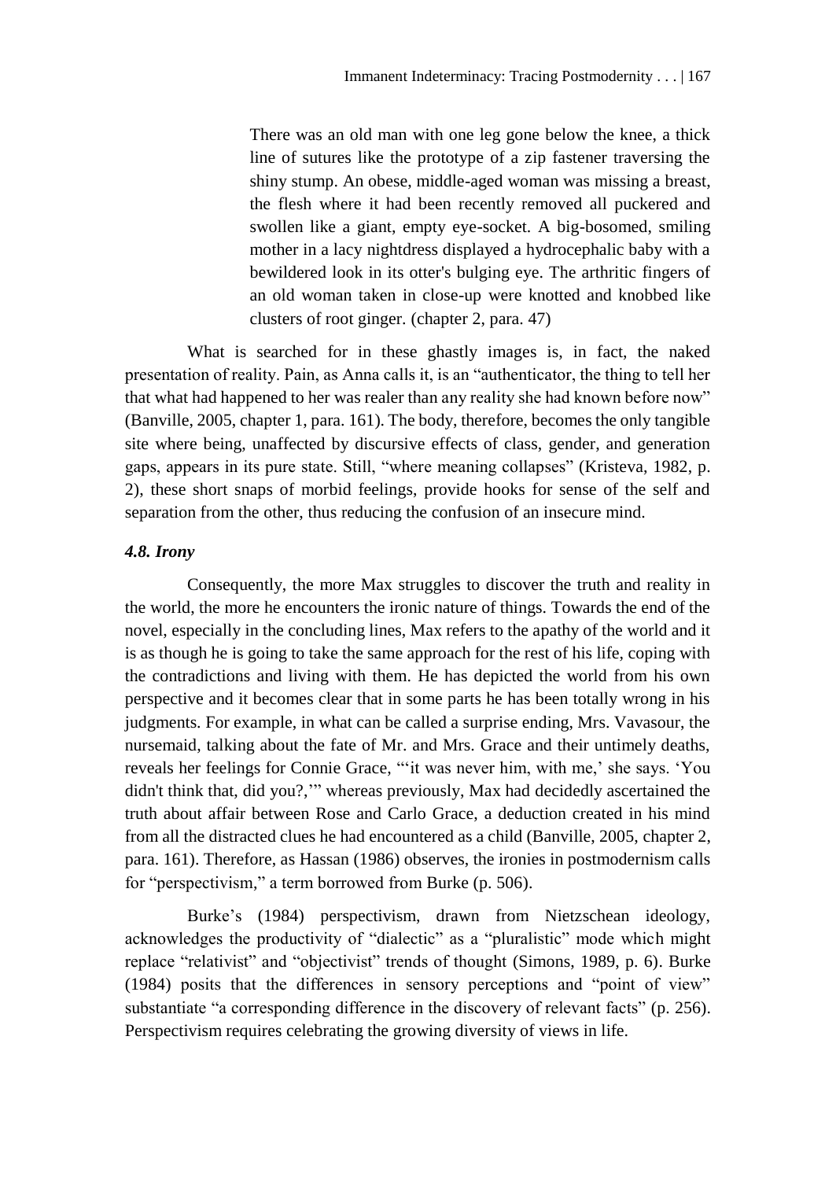> There was an old man with one leg gone below the knee, a thick line of sutures like the prototype of a zip fastener traversing the shiny stump. An obese, middle-aged woman was missing a breast, the flesh where it had been recently removed all puckered and swollen like a giant, empty eye-socket. A big-bosomed, smiling mother in a lacy nightdress displayed a hydrocephalic baby with a bewildered look in its otter's bulging eye. The arthritic fingers of an old woman taken in close-up were knotted and knobbed like clusters of root ginger. (chapter 2, para. 47)

What is searched for in these ghastly images is, in fact, the naked presentation of reality. Pain, as Anna calls it, is an "authenticator, the thing to tell her that what had happened to her was realer than any reality she had known before now" (Banville, 2005, chapter 1, para. 161). The body, therefore, becomes the only tangible site where being, unaffected by discursive effects of class, gender, and generation gaps, appears in its pure state. Still, "where meaning collapses" (Kristeva, 1982, p. 2), these short snaps of morbid feelings, provide hooks for sense of the self and separation from the other, thus reducing the confusion of an insecure mind.

### *4.8. Irony*

Consequently, the more Max struggles to discover the truth and reality in the world, the more he encounters the ironic nature of things. Towards the end of the novel, especially in the concluding lines, Max refers to the apathy of the world and it is as though he is going to take the same approach for the rest of his life, coping with the contradictions and living with them. He has depicted the world from his own perspective and it becomes clear that in some parts he has been totally wrong in his judgments. For example, in what can be called a surprise ending, Mrs. Vavasour, the nursemaid, talking about the fate of Mr. and Mrs. Grace and their untimely deaths, reveals her feelings for Connie Grace, "'it was never him, with me,' she says. 'You didn't think that, did you?,'" whereas previously, Max had decidedly ascertained the truth about affair between Rose and Carlo Grace, a deduction created in his mind from all the distracted clues he had encountered as a child (Banville, 2005, chapter 2, para. 161). Therefore, as Hassan (1986) observes, the ironies in postmodernism calls for "perspectivism," a term borrowed from Burke (p. 506).

Burke's (1984) perspectivism, drawn from Nietzschean ideology, acknowledges the productivity of "dialectic" as a "pluralistic" mode which might replace "relativist" and "objectivist" trends of thought (Simons, 1989, p. 6). Burke (1984) posits that the differences in sensory perceptions and "point of view" substantiate "a corresponding difference in the discovery of relevant facts" (p. 256). Perspectivism requires celebrating the growing diversity of views in life.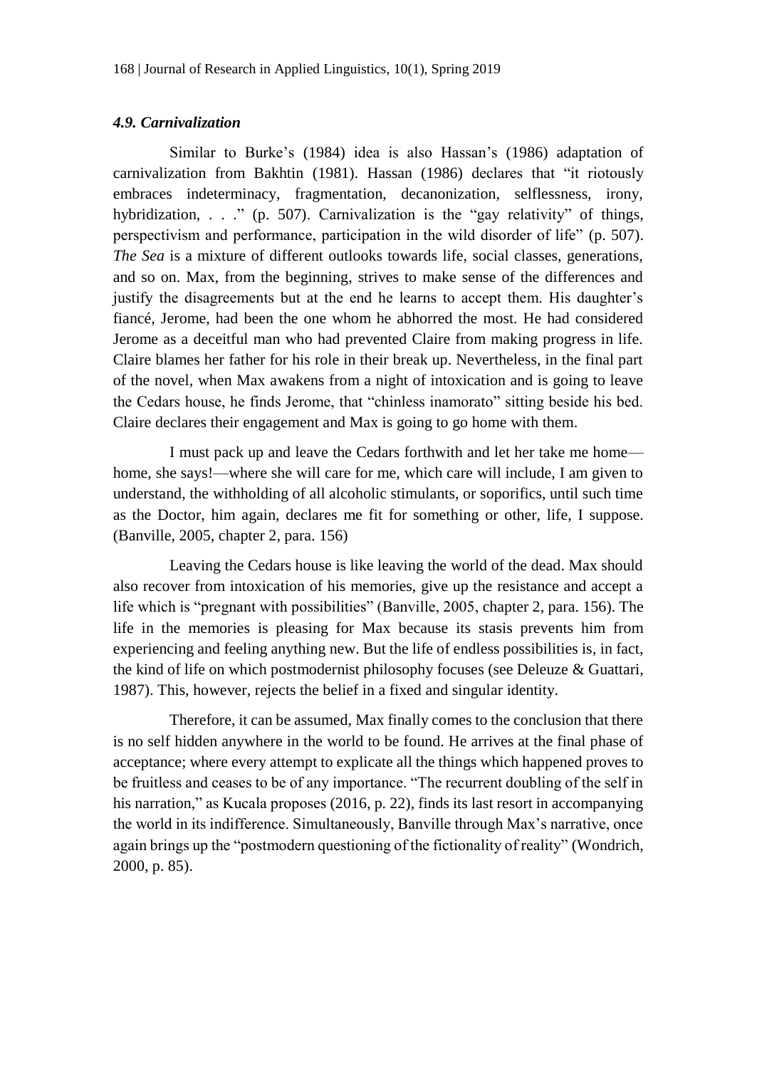#### *4.9. Carnivalization*

Similar to Burke's (1984) idea is also Hassan's (1986) adaptation of carnivalization from Bakhtin (1981). Hassan (1986) declares that "it riotously embraces indeterminacy, fragmentation, decanonization, selflessness, irony, hybridization, . . ." (p. 507). Carnivalization is the "gay relativity" of things, perspectivism and performance, participation in the wild disorder of life" (p. 507). *The Sea* is a mixture of different outlooks towards life, social classes, generations, and so on. Max, from the beginning, strives to make sense of the differences and justify the disagreements but at the end he learns to accept them. His daughter's fiancé, Jerome, had been the one whom he abhorred the most. He had considered Jerome as a deceitful man who had prevented Claire from making progress in life. Claire blames her father for his role in their break up. Nevertheless, in the final part of the novel, when Max awakens from a night of intoxication and is going to leave the Cedars house, he finds Jerome, that "chinless inamorato" sitting beside his bed. Claire declares their engagement and Max is going to go home with them.

I must pack up and leave the Cedars forthwith and let her take me home—home, she says!—where she will care for me, which care will include, I am given to understand, the withholding of all alcoholic stimulants, or soporifics, until such time as the Doctor, him again, declares me fit for something or other, life, I suppose. (Banville, 2005, chapter 2, para. 156)

Leaving the Cedars house is like leaving the world of the dead. Max should also recover from intoxication of his memories, give up the resistance and accept a life which is "pregnant with possibilities" (Banville, 2005, chapter 2, para. 156). The life in the memories is pleasing for Max because its stasis prevents him from experiencing and feeling anything new. But the life of endless possibilities is, in fact, the kind of life on which postmodernist philosophy focuses (see Deleuze & Guattari, 1987). This, however, rejects the belief in a fixed and singular identity.

Therefore, it can be assumed, Max finally comes to the conclusion that there is no self hidden anywhere in the world to be found. He arrives at the final phase of acceptance; where every attempt to explicate all the things which happened proves to be fruitless and ceases to be of any importance. "The recurrent doubling of the self in his narration," as Kucala proposes (2016, p. 22), finds its last resort in accompanying the world in its indifference. Simultaneously, Banville through Max's narrative, once again brings up the "postmodern questioning of the fictionality of reality" (Wondrich, 2000, p. 85).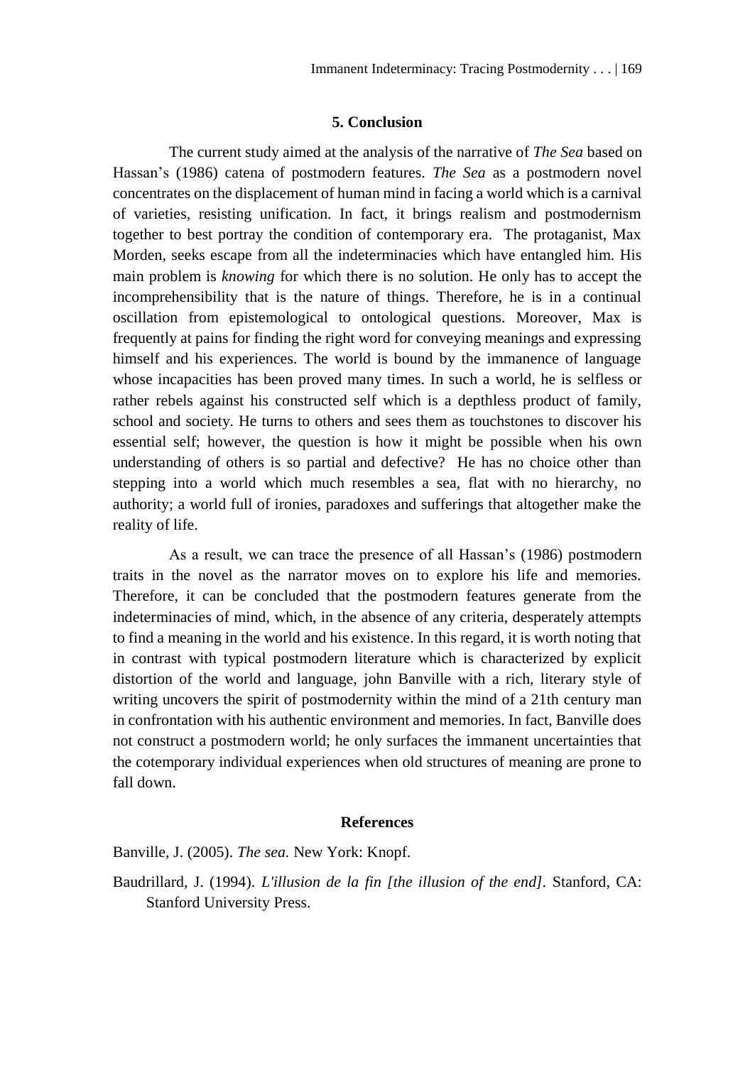## 5. Conclusion

The current study aimed at the analysis of the narrative of *The Sea* based on Hassan's (1986) catena of postmodern features. *The Sea* as a postmodern novel concentrates on the displacement of human mind in facing a world which is a carnival of varieties, resisting unification. In fact, it brings realism and postmodernism together to best portray the condition of contemporary era. The protaganist, Max Morden, seeks escape from all the indeterminacies which have entangled him. His main problem is *knowing* for which there is no solution. He only has to accept the incomprehensibility that is the nature of things. Therefore, he is in a continual oscillation from epistemological to ontological questions. Moreover, Max is frequently at pains for finding the right word for conveying meanings and expressing himself and his experiences. The world is bound by the immanence of language whose incapacities has been proved many times. In such a world, he is selfless or rather rebels against his constructed self which is a depthless product of family, school and society. He turns to others and sees them as touchstones to discover his essential self; however, the question is how it might be possible when his own understanding of others is so partial and defective? He has no choice other than stepping into a world which much resembles a sea, flat with no hierarchy, no authority; a world full of ironies, paradoxes and sufferings that altogether make the reality of life.

As a result, we can trace the presence of all Hassan's (1986) postmodern traits in the novel as the narrator moves on to explore his life and memories. Therefore, it can be concluded that the postmodern features generate from the indeterminacies of mind, which, in the absence of any criteria, desperately attempts to find a meaning in the world and his existence. In this regard, it is worth noting that in contrast with typical postmodern literature which is characterized by explicit distortion of the world and language, john Banville with a rich, literary style of writing uncovers the spirit of postmodernity within the mind of a 21th century man in confrontation with his authentic environment and memories. In fact, Banville does not construct a postmodern world; he only surfaces the immanent uncertainties that the cotemporary individual experiences when old structures of meaning are prone to fall down.

## References

Banville, J. (2005). *The sea.* New York: Knopf.

Baudrillard, J. (1994). *L'illusion de la fin [the illusion of the end].* Stanford, CA: Stanford University Press.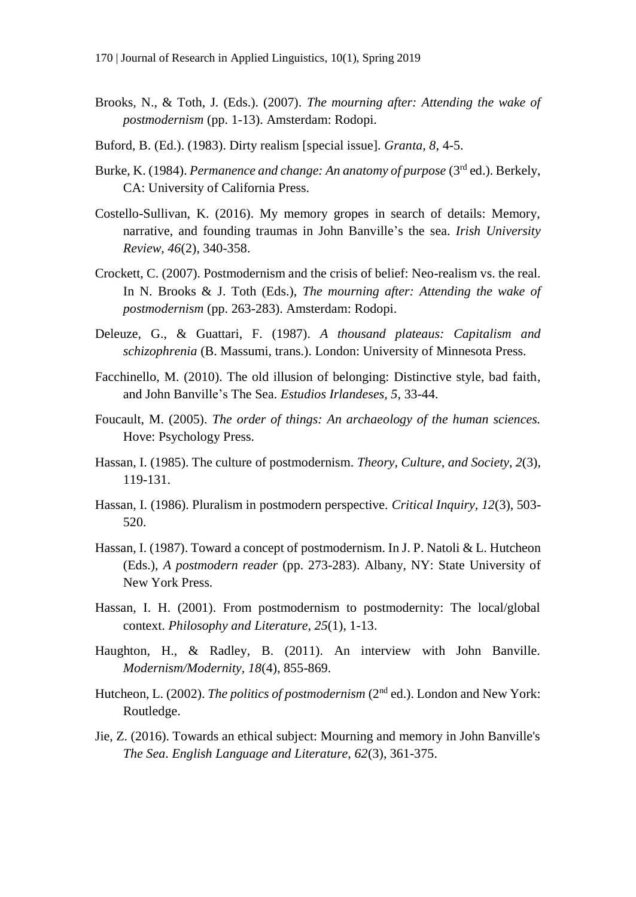Brooks, N., & Toth, J. (Eds.). (2007). *The mourning after: Attending the wake of postmodernism* (pp. 1-13). Amsterdam: Rodopi.

Buford, B. (Ed.). (1983). Dirty realism [special issue]. *Granta*, *8*, 4-5.

Burke, K. (1984). *Permanence and change: An anatomy of purpose* (3rd ed.). Berkely, CA: University of California Press.

Costello-Sullivan, K. (2016). My memory gropes in search of details: Memory, narrative, and founding traumas in John Banville's the sea. *Irish University Review, 46*(2), 340-358.

Crockett, C. (2007). Postmodernism and the crisis of belief: Neo-realism vs. the real. In N. Brooks & J. Toth (Eds.), *The mourning after: Attending the wake of postmodernism* (pp. 263-283). Amsterdam: Rodopi.

Deleuze, G., & Guattari, F. (1987). *A thousand plateaus: Capitalism and schizophrenia* (B. Massumi, trans.). London: University of Minnesota Press.

Facchinello, M. (2010). The old illusion of belonging: Distinctive style, bad faith, and John Banville's The Sea. *Estudios Irlandeses, 5*, 33-44.

Foucault, M. (2005). *The order of things: An archaeology of the human sciences.* Hove: Psychology Press.

Hassan, I. (1985). The culture of postmodernism. *Theory, Culture, and Society*, *2*(3), 119-131.

Hassan, I. (1986). Pluralism in postmodern perspective. *Critical Inquiry*, *12*(3), 503-520.

Hassan, I. (1987). Toward a concept of postmodernism. In J. P. Natoli & L. Hutcheon (Eds.), *A postmodern reader* (pp. 273-283). Albany, NY: State University of New York Press.

Hassan, I. H. (2001). From postmodernism to postmodernity: The local/global context. *Philosophy and Literature*, *25*(1), 1-13.

Haughton, H., & Radley, B. (2011). An interview with John Banville. *Modernism/Modernity, 18*(4), 855-869.

Hutcheon, L. (2002). *The politics of postmodernism* (2nd ed.). London and New York: Routledge.

Jie, Z. (2016). Towards an ethical subject: Mourning and memory in John Banville's *The Sea*. *English Language and Literature*, *62*(3), 361-375.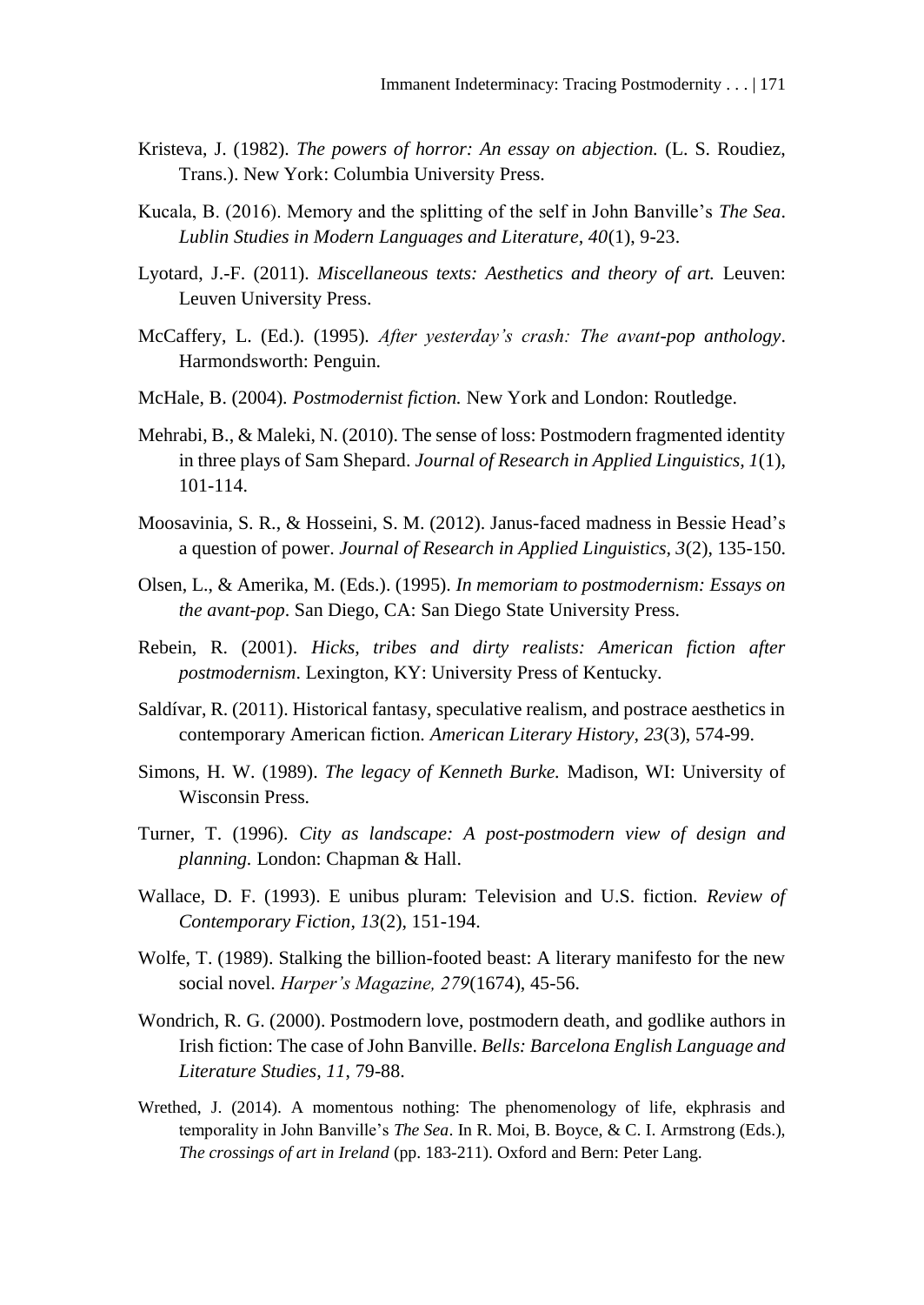Kristeva, J. (1982). *The powers of horror: An essay on abjection.* (L. S. Roudiez, Trans.). New York: Columbia University Press.

Kucala, B. (2016). Memory and the splitting of the self in John Banville's *The Sea*. *Lublin Studies in Modern Languages and Literature, 40*(1), 9-23.

Lyotard, J.-F. (2011). *Miscellaneous texts: Aesthetics and theory of art.* Leuven: Leuven University Press.

McCaffery, L. (Ed.). (1995). *After yesterday's crash: The avant-pop anthology*. Harmondsworth: Penguin.

McHale, B. (2004). *Postmodernist fiction.* New York and London: Routledge.

Mehrabi, B., & Maleki, N. (2010). The sense of loss: Postmodern fragmented identity in three plays of Sam Shepard. *Journal of Research in Applied Linguistics, 1*(1), 101-114.

Moosavinia, S. R., & Hosseini, S. M. (2012). Janus-faced madness in Bessie Head's a question of power. *Journal of Research in Applied Linguistics, 3*(2), 135-150.

Olsen, L., & Amerika, M. (Eds.). (1995). *In memoriam to postmodernism: Essays on the avant-pop*. San Diego, CA: San Diego State University Press.

Rebein, R. (2001). *Hicks, tribes and dirty realists: American fiction after postmodernism*. Lexington, KY: University Press of Kentucky.

Saldívar, R. (2011). Historical fantasy, speculative realism, and postrace aesthetics in contemporary American fiction. *American Literary History, 23*(3), 574-99.

Simons, H. W. (1989). *The legacy of Kenneth Burke.* Madison, WI: University of Wisconsin Press.

Turner, T. (1996). *City as landscape: A post-postmodern view of design and planning.* London: Chapman & Hall.

Wallace, D. F. (1993). E unibus pluram: Television and U.S. fiction. *Review of Contemporary Fiction, 13*(2), 151-194.

Wolfe, T. (1989). Stalking the billion-footed beast: A literary manifesto for the new social novel. *Harper's Magazine, 279*(1674), 45-56.

Wondrich, R. G. (2000). Postmodern love, postmodern death, and godlike authors in Irish fiction: The case of John Banville. *Bells: Barcelona English Language and Literature Studies, 11*, 79-88.

Wrethed, J. (2014). A momentous nothing: The phenomenology of life, ekphrasis and temporality in John Banville's *The Sea*. In R. Moi, B. Boyce, & C. I. Armstrong (Eds.), *The crossings of art in Ireland* (pp. 183-211). Oxford and Bern: Peter Lang.